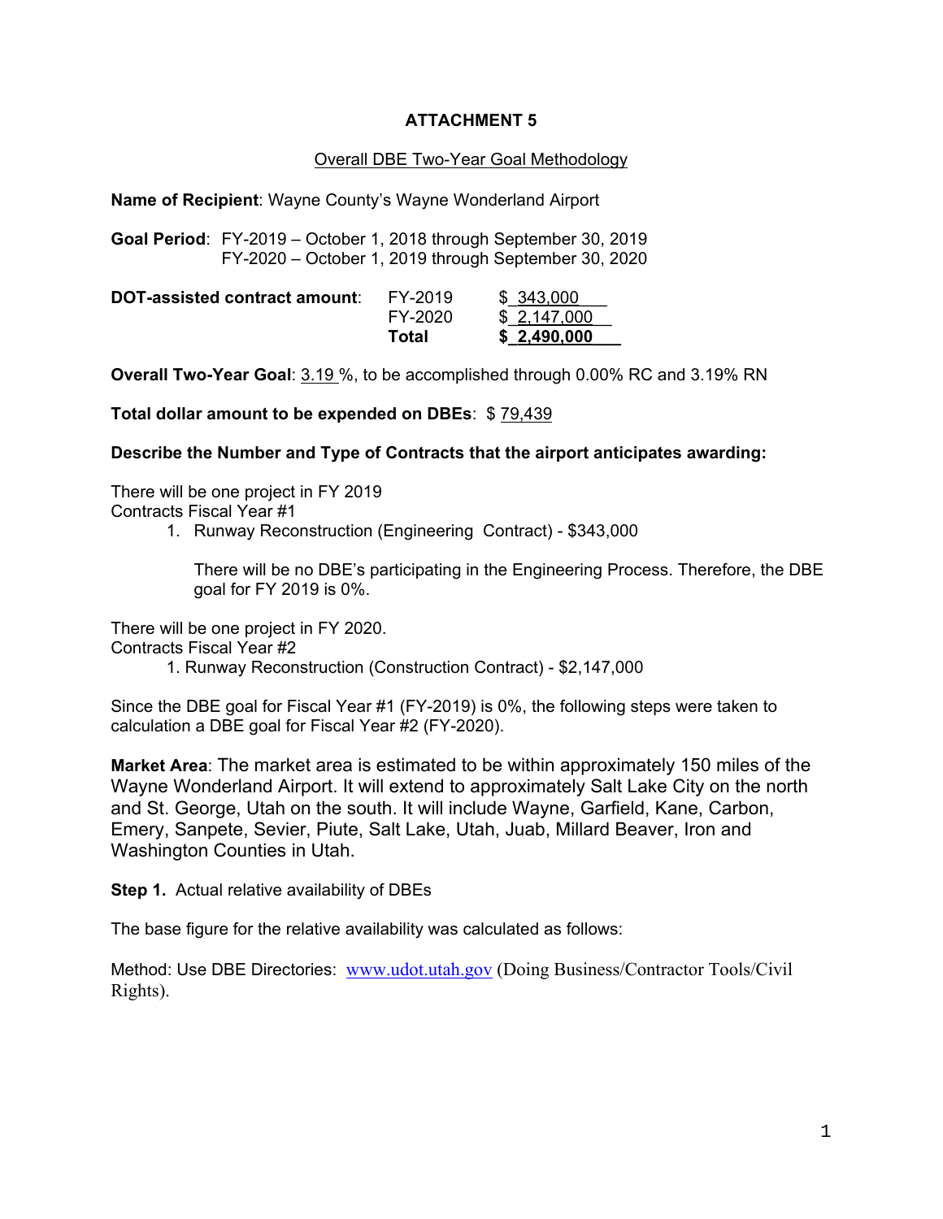# ATTACHMENT 5

## Overall DBE Two-Year Goal Methodology

**Name of Recipient**: Wayne County's Wayne Wonderland Airport

**Goal Period**: FY-2019 – October 1, 2018 through September 30, 2019
FY-2020 – October 1, 2019 through September 30, 2020

| **DOT-assisted contract amount**: | FY-2019 | $ 343,000 |
|---|---|---|
| | FY-2020 | $ 2,147,000 |
| | **Total** | **$ 2,490,000** |

**Overall Two-Year Goal**: 3.19 %, to be accomplished through 0.00% RC and 3.19% RN

**Total dollar amount to be expended on DBEs**: $ 79,439

**Describe the Number and Type of Contracts that the airport anticipates awarding:**

There will be one project in FY 2019
Contracts Fiscal Year #1

1. Runway Reconstruction (Engineering Contract) - $343,000

   There will be no DBE's participating in the Engineering Process. Therefore, the DBE goal for FY 2019 is 0%.

There will be one project in FY 2020.
Contracts Fiscal Year #2

1. Runway Reconstruction (Construction Contract) - $2,147,000

Since the DBE goal for Fiscal Year #1 (FY-2019) is 0%, the following steps were taken to calculation a DBE goal for Fiscal Year #2 (FY-2020).

**Market Area**: The market area is estimated to be within approximately 150 miles of the Wayne Wonderland Airport. It will extend to approximately Salt Lake City on the north and St. George, Utah on the south. It will include Wayne, Garfield, Kane, Carbon, Emery, Sanpete, Sevier, Piute, Salt Lake, Utah, Juab, Millard Beaver, Iron and Washington Counties in Utah.

**Step 1.** Actual relative availability of DBEs

The base figure for the relative availability was calculated as follows:

Method: Use DBE Directories: www.udot.utah.gov (Doing Business/Contractor Tools/Civil Rights).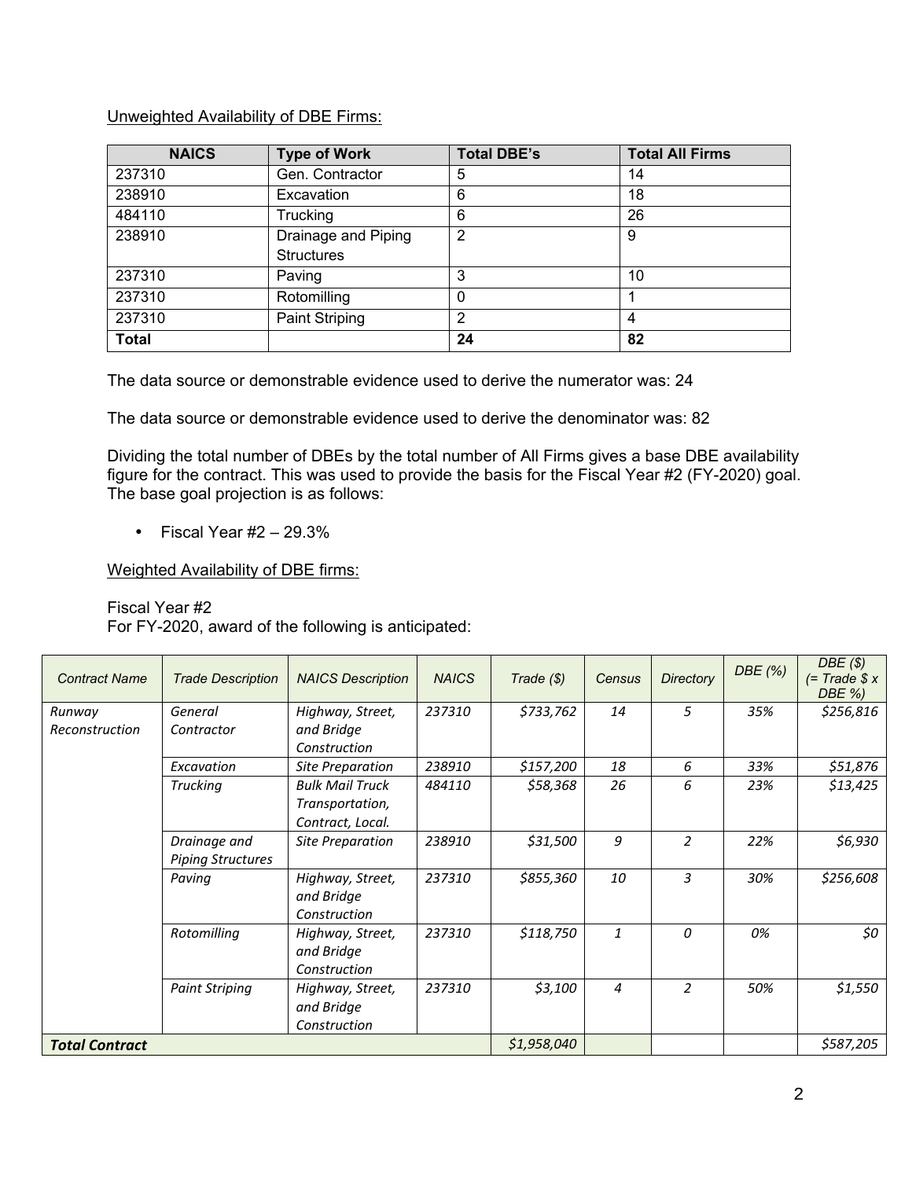Unweighted Availability of DBE Firms:

| NAICS | Type of Work | Total DBE's | Total All Firms |
|---|---|---|---|
| 237310 | Gen. Contractor | 5 | 14 |
| 238910 | Excavation | 6 | 18 |
| 484110 | Trucking | 6 | 26 |
| 238910 | Drainage and Piping Structures | 2 | 9 |
| 237310 | Paving | 3 | 10 |
| 237310 | Rotomilling | 0 | 1 |
| 237310 | Paint Striping | 2 | 4 |
| **Total** | | **24** | **82** |

The data source or demonstrable evidence used to derive the numerator was: 24

The data source or demonstrable evidence used to derive the denominator was: 82

Dividing the total number of DBEs by the total number of All Firms gives a base DBE availability figure for the contract. This was used to provide the basis for the Fiscal Year #2 (FY-2020) goal. The base goal projection is as follows:

- Fiscal Year #2 – 29.3%

Weighted Availability of DBE firms:

Fiscal Year #2
For FY-2020, award of the following is anticipated:

| *Contract Name* | *Trade Description* | *NAICS Description* | *NAICS* | *Trade ($)* | *Census* | *Directory* | *DBE (%)* | *DBE ($) (= Trade $ x DBE %)* |
|---|---|---|---|---|---|---|---|---|
| *Runway Reconstruction* | *General Contractor* | *Highway, Street, and Bridge Construction* | *237310* | *$733,762* | *14* | *5* | *35%* | *$256,816* |
| | *Excavation* | *Site Preparation* | *238910* | *$157,200* | *18* | *6* | *33%* | *$51,876* |
| | *Trucking* | *Bulk Mail Truck Transportation, Contract, Local.* | *484110* | *$58,368* | *26* | *6* | *23%* | *$13,425* |
| | *Drainage and Piping Structures* | *Site Preparation* | *238910* | *$31,500* | *9* | *2* | *22%* | *$6,930* |
| | *Paving* | *Highway, Street, and Bridge Construction* | *237310* | *$855,360* | *10* | *3* | *30%* | *$256,608* |
| | *Rotomilling* | *Highway, Street, and Bridge Construction* | *237310* | *$118,750* | *1* | *0* | *0%* | *$0* |
| | *Paint Striping* | *Highway, Street, and Bridge Construction* | *237310* | *$3,100* | *4* | *2* | *50%* | *$1,550* |
| ***Total Contract*** | | | | *$1,958,040* | | | | *$587,205* |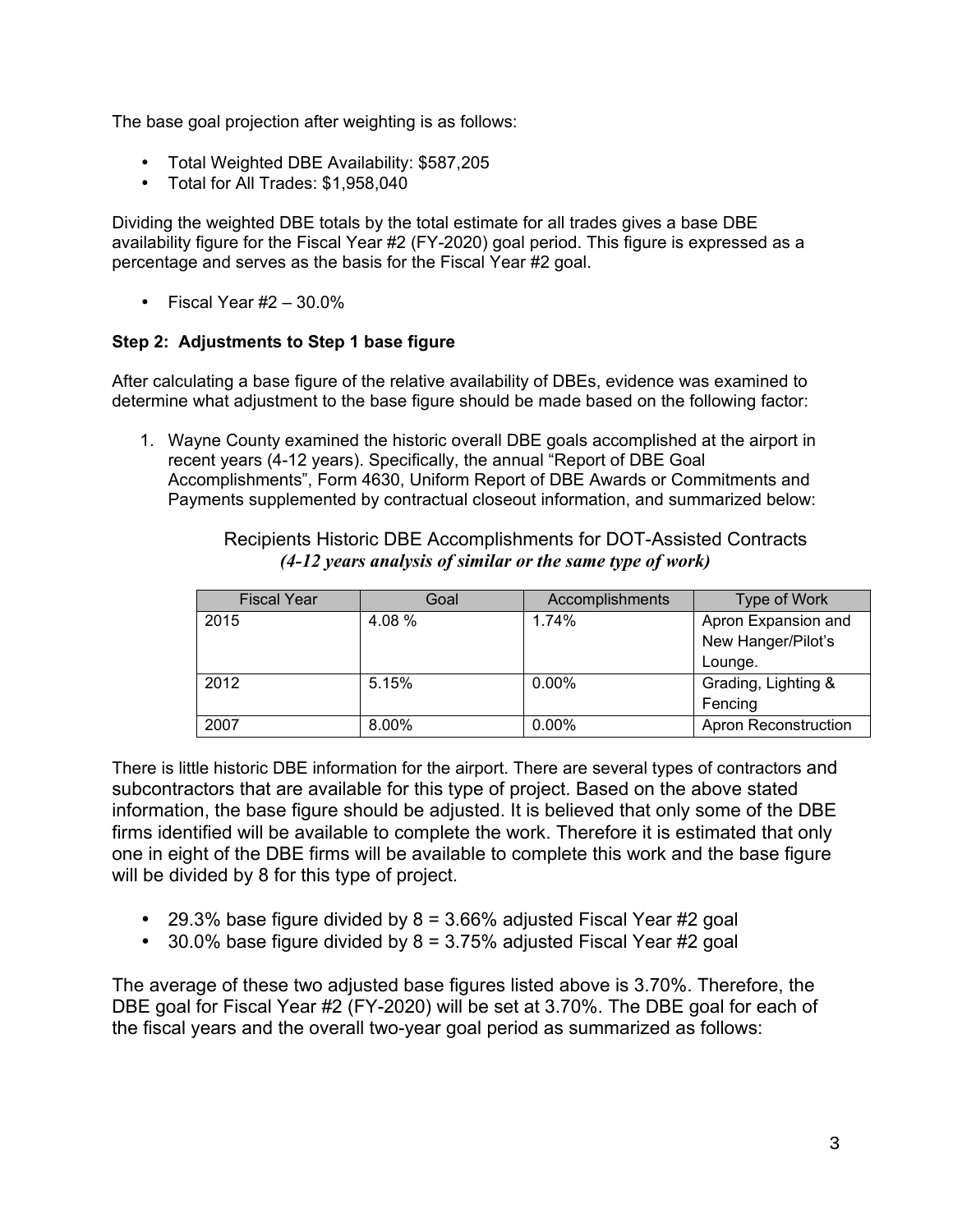The base goal projection after weighting is as follows:

- Total Weighted DBE Availability: $587,205
- Total for All Trades: $1,958,040

Dividing the weighted DBE totals by the total estimate for all trades gives a base DBE availability figure for the Fiscal Year #2 (FY-2020) goal period. This figure is expressed as a percentage and serves as the basis for the Fiscal Year #2 goal.

- Fiscal Year #2 – 30.0%

**Step 2: Adjustments to Step 1 base figure**

After calculating a base figure of the relative availability of DBEs, evidence was examined to determine what adjustment to the base figure should be made based on the following factor:

1. Wayne County examined the historic overall DBE goals accomplished at the airport in recent years (4-12 years). Specifically, the annual "Report of DBE Goal Accomplishments", Form 4630, Uniform Report of DBE Awards or Commitments and Payments supplemented by contractual closeout information, and summarized below:

Recipients Historic DBE Accomplishments for DOT-Assisted Contracts
***(4-12 years analysis of similar or the same type of work)***

| Fiscal Year | Goal | Accomplishments | Type of Work |
|---|---|---|---|
| 2015 | 4.08 % | 1.74% | Apron Expansion and New Hanger/Pilot's Lounge. |
| 2012 | 5.15% | 0.00% | Grading, Lighting & Fencing |
| 2007 | 8.00% | 0.00% | Apron Reconstruction |

There is little historic DBE information for the airport. There are several types of contractors and subcontractors that are available for this type of project. Based on the above stated information, the base figure should be adjusted. It is believed that only some of the DBE firms identified will be available to complete the work. Therefore it is estimated that only one in eight of the DBE firms will be available to complete this work and the base figure will be divided by 8 for this type of project.

- 29.3% base figure divided by 8 = 3.66% adjusted Fiscal Year #2 goal
- 30.0% base figure divided by 8 = 3.75% adjusted Fiscal Year #2 goal

The average of these two adjusted base figures listed above is 3.70%. Therefore, the DBE goal for Fiscal Year #2 (FY-2020) will be set at 3.70%. The DBE goal for each of the fiscal years and the overall two-year goal period as summarized as follows: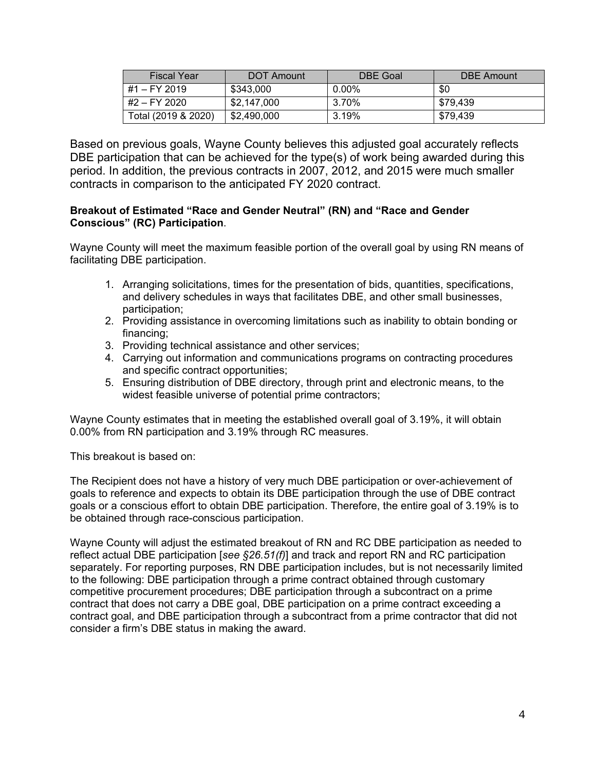| Fiscal Year | DOT Amount | DBE Goal | DBE Amount |
|---|---|---|---|
| #1 – FY 2019 | $343,000 | 0.00% | $0 |
| #2 – FY 2020 | $2,147,000 | 3.70% | $79,439 |
| Total (2019 & 2020) | $2,490,000 | 3.19% | $79,439 |

Based on previous goals, Wayne County believes this adjusted goal accurately reflects DBE participation that can be achieved for the type(s) of work being awarded during this period. In addition, the previous contracts in 2007, 2012, and 2015 were much smaller contracts in comparison to the anticipated FY 2020 contract.

**Breakout of Estimated "Race and Gender Neutral" (RN) and "Race and Gender Conscious" (RC) Participation**.

Wayne County will meet the maximum feasible portion of the overall goal by using RN means of facilitating DBE participation.

1. Arranging solicitations, times for the presentation of bids, quantities, specifications, and delivery schedules in ways that facilitates DBE, and other small businesses, participation;
2. Providing assistance in overcoming limitations such as inability to obtain bonding or financing;
3. Providing technical assistance and other services;
4. Carrying out information and communications programs on contracting procedures and specific contract opportunities;
5. Ensuring distribution of DBE directory, through print and electronic means, to the widest feasible universe of potential prime contractors;

Wayne County estimates that in meeting the established overall goal of 3.19%, it will obtain 0.00% from RN participation and 3.19% through RC measures.

This breakout is based on:

The Recipient does not have a history of very much DBE participation or over-achievement of goals to reference and expects to obtain its DBE participation through the use of DBE contract goals or a conscious effort to obtain DBE participation. Therefore, the entire goal of 3.19% is to be obtained through race-conscious participation.

Wayne County will adjust the estimated breakout of RN and RC DBE participation as needed to reflect actual DBE participation [*see §26.51(f)*] and track and report RN and RC participation separately. For reporting purposes, RN DBE participation includes, but is not necessarily limited to the following: DBE participation through a prime contract obtained through customary competitive procurement procedures; DBE participation through a subcontract on a prime contract that does not carry a DBE goal, DBE participation on a prime contract exceeding a contract goal, and DBE participation through a subcontract from a prime contractor that did not consider a firm's DBE status in making the award.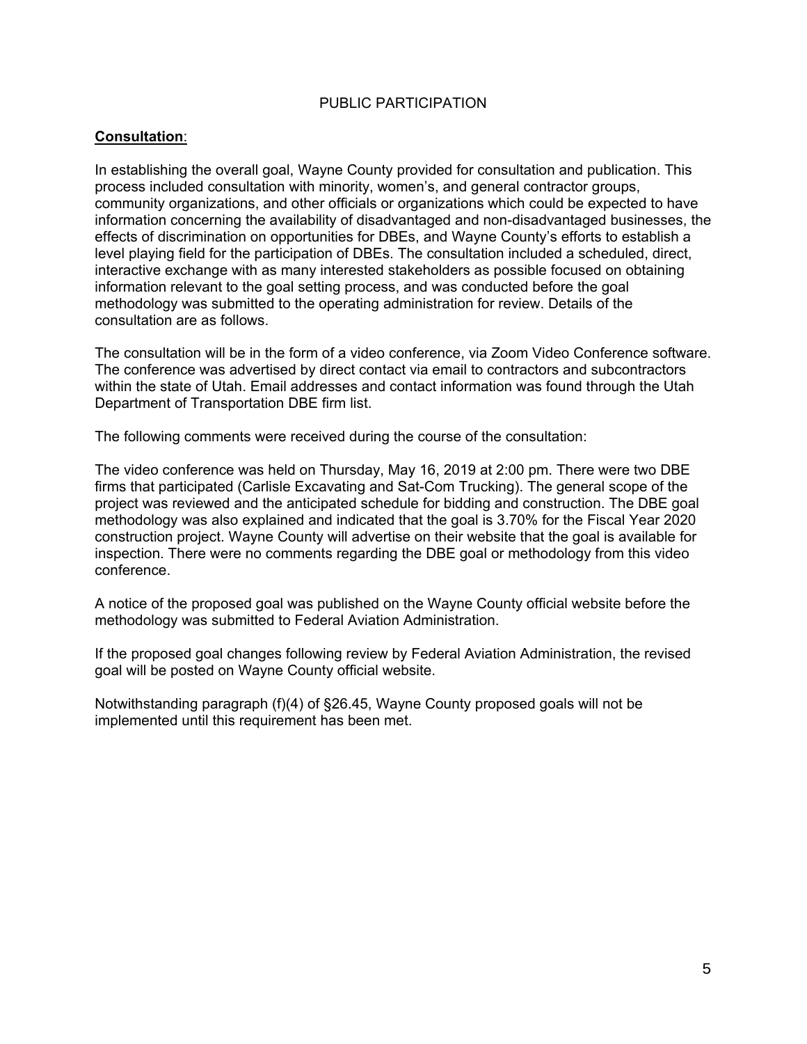## PUBLIC PARTICIPATION

**Consultation**:

In establishing the overall goal, Wayne County provided for consultation and publication. This process included consultation with minority, women's, and general contractor groups, community organizations, and other officials or organizations which could be expected to have information concerning the availability of disadvantaged and non-disadvantaged businesses, the effects of discrimination on opportunities for DBEs, and Wayne County's efforts to establish a level playing field for the participation of DBEs. The consultation included a scheduled, direct, interactive exchange with as many interested stakeholders as possible focused on obtaining information relevant to the goal setting process, and was conducted before the goal methodology was submitted to the operating administration for review. Details of the consultation are as follows.

The consultation will be in the form of a video conference, via Zoom Video Conference software. The conference was advertised by direct contact via email to contractors and subcontractors within the state of Utah. Email addresses and contact information was found through the Utah Department of Transportation DBE firm list.

The following comments were received during the course of the consultation:

The video conference was held on Thursday, May 16, 2019 at 2:00 pm. There were two DBE firms that participated (Carlisle Excavating and Sat-Com Trucking). The general scope of the project was reviewed and the anticipated schedule for bidding and construction. The DBE goal methodology was also explained and indicated that the goal is 3.70% for the Fiscal Year 2020 construction project. Wayne County will advertise on their website that the goal is available for inspection. There were no comments regarding the DBE goal or methodology from this video conference.

A notice of the proposed goal was published on the Wayne County official website before the methodology was submitted to Federal Aviation Administration.

If the proposed goal changes following review by Federal Aviation Administration, the revised goal will be posted on Wayne County official website.

Notwithstanding paragraph (f)(4) of §26.45, Wayne County proposed goals will not be implemented until this requirement has been met.